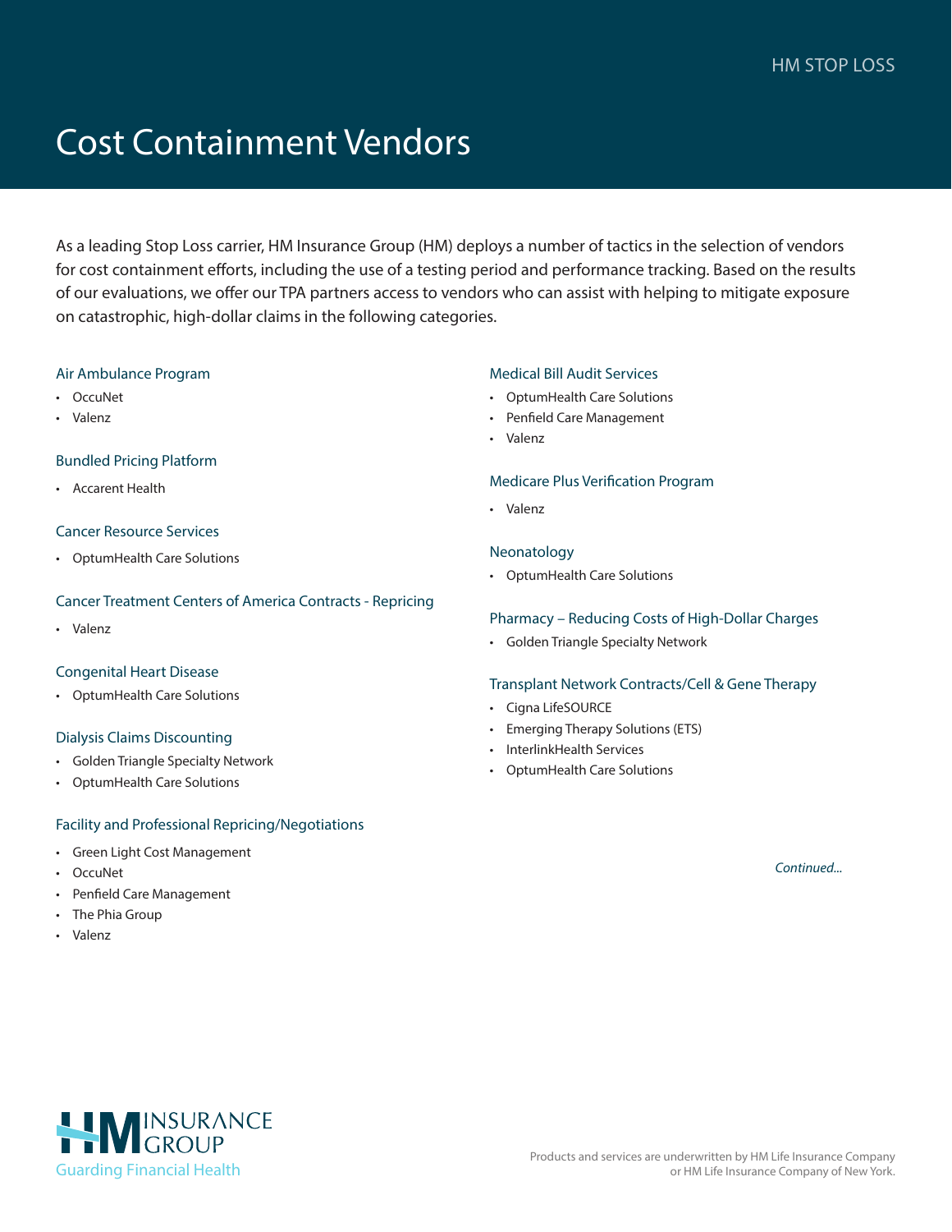HM STOP LOSS

# Cost Containment Vendors

As a leading Stop Loss carrier, HM Insurance Group (HM) deploys a number of tactics in the selection of vendors for cost containment efforts, including the use of a testing period and performance tracking. Based on the results of our evaluations, we offer our TPA partners access to vendors who can assist with helping to mitigate exposure on catastrophic, high-dollar claims in the following categories.

### Air Ambulance Program

- OccuNet
- Valenz

### Bundled Pricing Platform

- Accarent Health

### Cancer Resource Services

- OptumHealth Care Solutions

### Cancer Treatment Centers of America Contracts - Repricing

- Valenz

### Congenital Heart Disease

- OptumHealth Care Solutions

### Dialysis Claims Discounting

- Golden Triangle Specialty Network
- OptumHealth Care Solutions

### Facility and Professional Repricing/Negotiations

- Green Light Cost Management
- OccuNet
- Penfield Care Management
- The Phia Group
- Valenz

### Medical Bill Audit Services

- OptumHealth Care Solutions
- Penfield Care Management
- Valenz

### Medicare Plus Verification Program

- Valenz

### Neonatology

- OptumHealth Care Solutions

### Pharmacy – Reducing Costs of High-Dollar Charges

- Golden Triangle Specialty Network

### Transplant Network Contracts/Cell & Gene Therapy

- Cigna LifeSOURCE
- Emerging Therapy Solutions (ETS)
- InterlinkHealth Services
- OptumHealth Care Solutions

*Continued...*

HM INSURANCE GROUP
Guarding Financial Health

Products and services are underwritten by HM Life Insurance Company or HM Life Insurance Company of New York.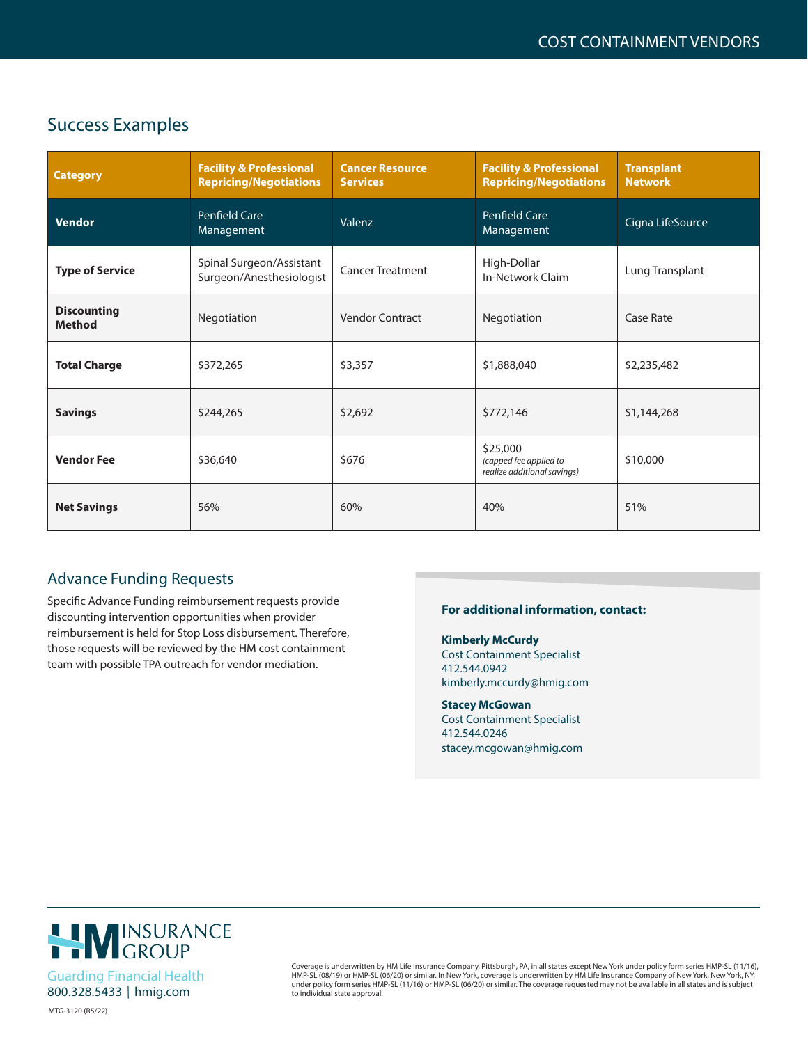## Success Examples

| Category | Facility & Professional Repricing/Negotiations | Cancer Resource Services | Facility & Professional Repricing/Negotiations | Transplant Network |
|---|---|---|---|---|
| **Vendor** | Penfield Care Management | Valenz | Penfield Care Management | Cigna LifeSource |
| **Type of Service** | Spinal Surgeon/Assistant Surgeon/Anesthesiologist | Cancer Treatment | High-Dollar In-Network Claim | Lung Transplant |
| **Discounting Method** | Negotiation | Vendor Contract | Negotiation | Case Rate |
| **Total Charge** | $372,265 | $3,357 | $1,888,040 | $2,235,482 |
| **Savings** | $244,265 | $2,692 | $772,146 | $1,144,268 |
| **Vendor Fee** | $36,640 | $676 | $25,000 *(capped fee applied to realize additional savings)* | $10,000 |
| **Net Savings** | 56% | 60% | 40% | 51% |

## Advance Funding Requests

Specific Advance Funding reimbursement requests provide discounting intervention opportunities when provider reimbursement is held for Stop Loss disbursement. Therefore, those requests will be reviewed by the HM cost containment team with possible TPA outreach for vendor mediation.

**For additional information, contact:**

**Kimberly McCurdy**
Cost Containment Specialist
412.544.0942
kimberly.mccurdy@hmig.com

**Stacey McGowan**
Cost Containment Specialist
412.544.0246
stacey.mcgowan@hmig.com

HM INSURANCE GROUP

Guarding Financial Health
800.328.5433 | hmig.com

Coverage is underwritten by HM Life Insurance Company, Pittsburgh, PA, in all states except New York under policy form series HMP-SL (11/16), HMP-SL (08/19) or HMP-SL (06/20) or similar. In New York, coverage is underwritten by HM Life Insurance Company of New York, New York, NY, under policy form series HMP-SL (11/16) or HMP-SL (06/20) or similar. The coverage requested may not be available in all states and is subject to individual state approval.

MTG-3120 (R5/22)